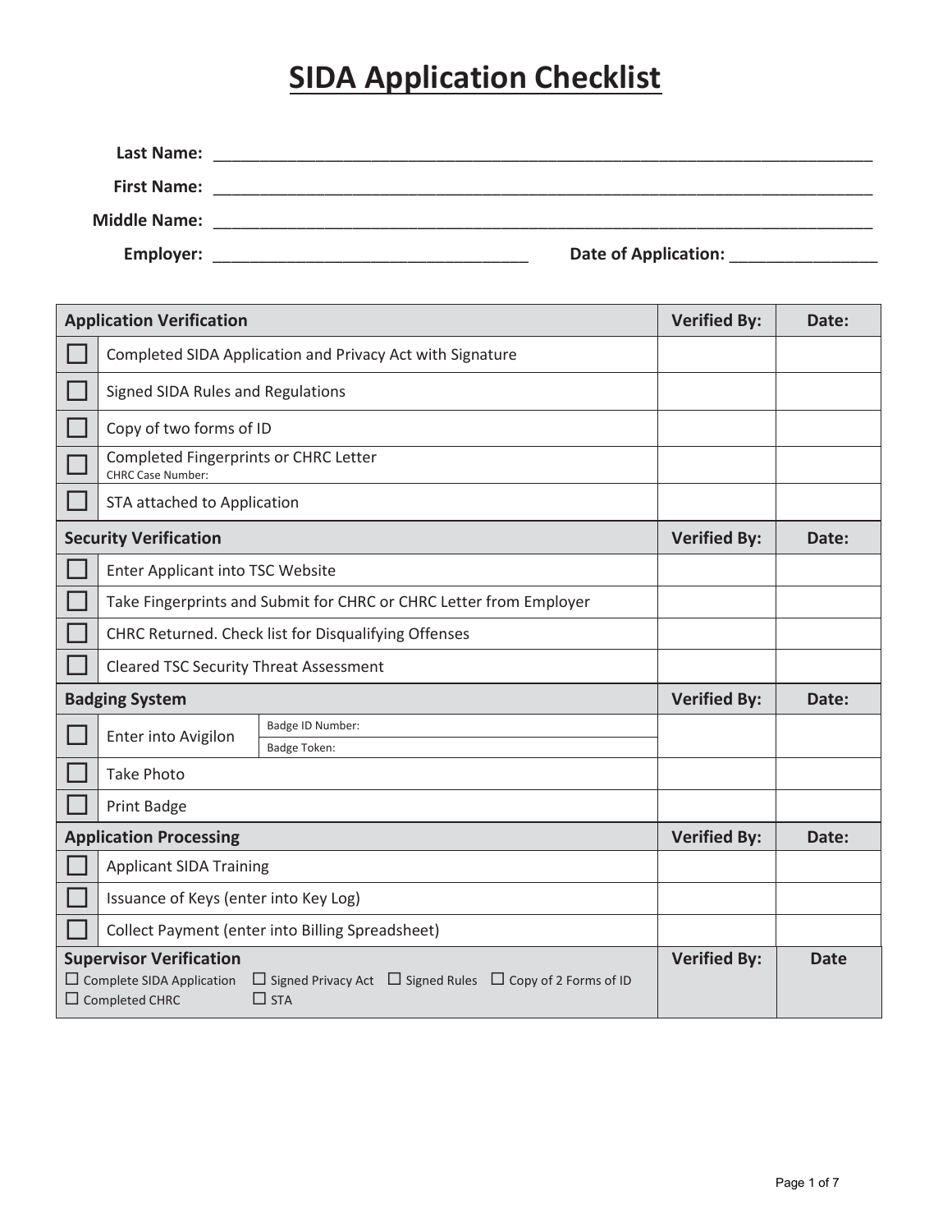# SIDA Application Checklist

**Last Name:** ______________________________________________

**First Name:** ______________________________________________

**Middle Name:** ______________________________________________

**Employer:** ______________________________ **Date of Application:** _______________

| | **Application Verification** | **Verified By:** | **Date:** |
|---|---|---|---|
| ☐ | Completed SIDA Application and Privacy Act with Signature | | |
| ☐ | Signed SIDA Rules and Regulations | | |
| ☐ | Copy of two forms of ID | | |
| ☐ | Completed Fingerprints or CHRC Letter<br>CHRC Case Number: | | |
| ☐ | STA attached to Application | | |
| | **Security Verification** | **Verified By:** | **Date:** |
| ☐ | Enter Applicant into TSC Website | | |
| ☐ | Take Fingerprints and Submit for CHRC or CHRC Letter from Employer | | |
| ☐ | CHRC Returned. Check list for Disqualifying Offenses | | |
| ☐ | Cleared TSC Security Threat Assessment | | |
| | **Badging System** | **Verified By:** | **Date:** |
| ☐ | Enter into Avigilon — Badge ID Number: / Badge Token: | | |
| ☐ | Take Photo | | |
| ☐ | Print Badge | | |
| | **Application Processing** | **Verified By:** | **Date:** |
| ☐ | Applicant SIDA Training | | |
| ☐ | Issuance of Keys (enter into Key Log) | | |
| ☐ | Collect Payment (enter into Billing Spreadsheet) | | |
| | **Supervisor Verification**<br>☐ Complete SIDA Application ☐ Signed Privacy Act ☐ Signed Rules ☐ Copy of 2 Forms of ID<br>☐ Completed CHRC ☐ STA | **Verified By:** | **Date** |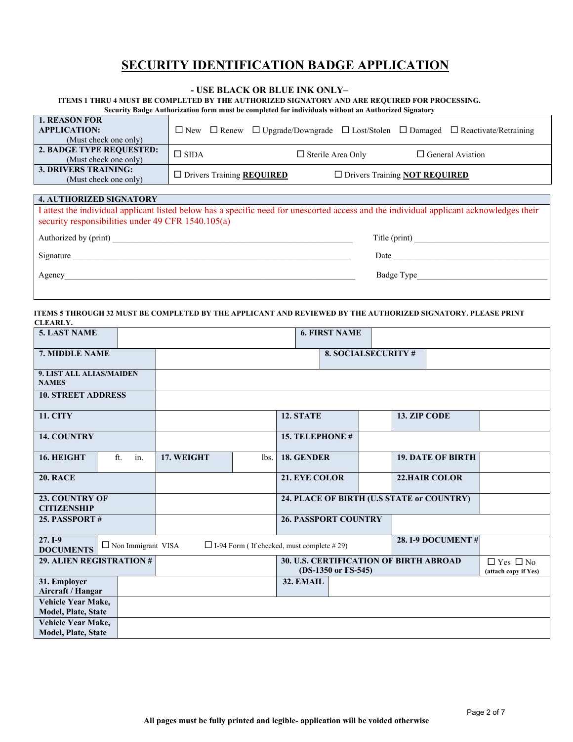# SECURITY IDENTIFICATION BADGE APPLICATION

**- USE BLACK OR BLUE INK ONLY–**

**ITEMS 1 THRU 4 MUST BE COMPLETED BY THE AUTHORIZED SIGNATORY AND ARE REQUIRED FOR PROCESSING.**

**Security Badge Authorization form must be completed for individuals without an Authorized Signatory**

| | | | |
|---|---|---|---|
| **1. REASON FOR APPLICATION:** (Must check one only) | ☐ New ☐ Renew ☐ Upgrade/Downgrade ☐ Lost/Stolen ☐ Damaged ☐ Reactivate/Retraining | | |
| **2. BADGE TYPE REQUESTED:** (Must check one only) | ☐ SIDA | ☐ Sterile Area Only | ☐ General Aviation |
| **3. DRIVERS TRAINING:** (Must check one only) | ☐ Drivers Training **REQUIRED** | ☐ Drivers Training **NOT REQUIRED** | |

**4. AUTHORIZED SIGNATORY**

I attest the individual applicant listed below has a specific need for unescorted access and the individual applicant acknowledges their security responsibilities under 49 CFR 1540.105(a)

Authorized by (print) ______________________________ Title (print) ______________________________

Signature ______________________________ Date ______________________________

Agency ______________________________ Badge Type ______________________________

**ITEMS 5 THROUGH 32 MUST BE COMPLETED BY THE APPLICANT AND REVIEWED BY THE AUTHORIZED SIGNATORY. PLEASE PRINT CLEARLY.**

| | | | |
|---|---|---|---|
| **5. LAST NAME** | | **6. FIRST NAME** | |
| **7. MIDDLE NAME** | | **8. SOCIALSECURITY #** | |
| **9. LIST ALL ALIAS/MAIDEN NAMES** | | | |
| **10. STREET ADDRESS** | | | |
| **11. CITY** | | **12. STATE** | **13. ZIP CODE** |
| **14. COUNTRY** | | **15. TELEPHONE #** | |
| **16. HEIGHT** ft. in. | **17. WEIGHT** lbs. | **18. GENDER** | **19. DATE OF BIRTH** |
| **20. RACE** | | **21. EYE COLOR** | **22.HAIR COLOR** |
| **23. COUNTRY OF CITIZENSHIP** | | **24. PLACE OF BIRTH (U.S STATE or COUNTRY)** | |
| **25. PASSPORT #** | | **26. PASSPORT COUNTRY** | |
| **27. I-9 DOCUMENTS** | ☐ Non Immigrant VISA ☐ I-94 Form ( If checked, must complete # 29) | | **28. I-9 DOCUMENT #** |
| **29. ALIEN REGISTRATION #** | | **30. U.S. CERTIFICATION OF BIRTH ABROAD (DS-1350 or FS-545)** | ☐ Yes ☐ No (attach copy if Yes) |
| **31. Employer Aircraft / Hangar** | | **32. EMAIL** | |
| **Vehicle Year Make, Model, Plate, State** | | | |
| **Vehicle Year Make, Model, Plate, State** | | | |

**All pages must be fully printed and legible- application will be voided otherwise**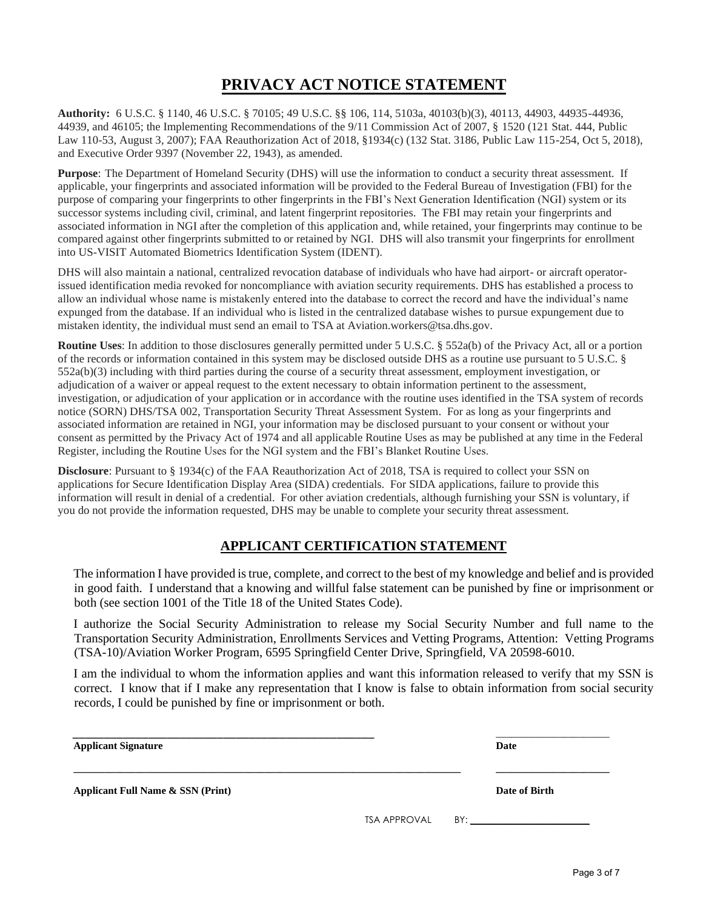# PRIVACY ACT NOTICE STATEMENT

**Authority:** 6 U.S.C. § 1140, 46 U.S.C. § 70105; 49 U.S.C. §§ 106, 114, 5103a, 40103(b)(3), 40113, 44903, 44935-44936, 44939, and 46105; the Implementing Recommendations of the 9/11 Commission Act of 2007, § 1520 (121 Stat. 444, Public Law 110-53, August 3, 2007); FAA Reauthorization Act of 2018, §1934(c) (132 Stat. 3186, Public Law 115-254, Oct 5, 2018), and Executive Order 9397 (November 22, 1943), as amended.

**Purpose**: The Department of Homeland Security (DHS) will use the information to conduct a security threat assessment. If applicable, your fingerprints and associated information will be provided to the Federal Bureau of Investigation (FBI) for the purpose of comparing your fingerprints to other fingerprints in the FBI's Next Generation Identification (NGI) system or its successor systems including civil, criminal, and latent fingerprint repositories. The FBI may retain your fingerprints and associated information in NGI after the completion of this application and, while retained, your fingerprints may continue to be compared against other fingerprints submitted to or retained by NGI. DHS will also transmit your fingerprints for enrollment into US-VISIT Automated Biometrics Identification System (IDENT).

DHS will also maintain a national, centralized revocation database of individuals who have had airport- or aircraft operator-issued identification media revoked for noncompliance with aviation security requirements. DHS has established a process to allow an individual whose name is mistakenly entered into the database to correct the record and have the individual's name expunged from the database. If an individual who is listed in the centralized database wishes to pursue expungement due to mistaken identity, the individual must send an email to TSA at Aviation.workers@tsa.dhs.gov.

**Routine Uses**: In addition to those disclosures generally permitted under 5 U.S.C. § 552a(b) of the Privacy Act, all or a portion of the records or information contained in this system may be disclosed outside DHS as a routine use pursuant to 5 U.S.C. § 552a(b)(3) including with third parties during the course of a security threat assessment, employment investigation, or adjudication of a waiver or appeal request to the extent necessary to obtain information pertinent to the assessment, investigation, or adjudication of your application or in accordance with the routine uses identified in the TSA system of records notice (SORN) DHS/TSA 002, Transportation Security Threat Assessment System. For as long as your fingerprints and associated information are retained in NGI, your information may be disclosed pursuant to your consent or without your consent as permitted by the Privacy Act of 1974 and all applicable Routine Uses as may be published at any time in the Federal Register, including the Routine Uses for the NGI system and the FBI's Blanket Routine Uses.

**Disclosure**: Pursuant to § 1934(c) of the FAA Reauthorization Act of 2018, TSA is required to collect your SSN on applications for Secure Identification Display Area (SIDA) credentials. For SIDA applications, failure to provide this information will result in denial of a credential. For other aviation credentials, although furnishing your SSN is voluntary, if you do not provide the information requested, DHS may be unable to complete your security threat assessment.

## APPLICANT CERTIFICATION STATEMENT

The information I have provided is true, complete, and correct to the best of my knowledge and belief and is provided in good faith. I understand that a knowing and willful false statement can be punished by fine or imprisonment or both (see section 1001 of the Title 18 of the United States Code).

I authorize the Social Security Administration to release my Social Security Number and full name to the Transportation Security Administration, Enrollments Services and Vetting Programs, Attention: Vetting Programs (TSA-10)/Aviation Worker Program, 6595 Springfield Center Drive, Springfield, VA 20598-6010.

I am the individual to whom the information applies and want this information released to verify that my SSN is correct. I know that if I make any representation that I know is false to obtain information from social security records, I could be punished by fine or imprisonment or both.

______________________________________________ ____________________

**Applicant Signature** **Date**

______________________________________________ ____________________

**Applicant Full Name & SSN (Print)** **Date of Birth**

TSA APPROVAL BY: ____________________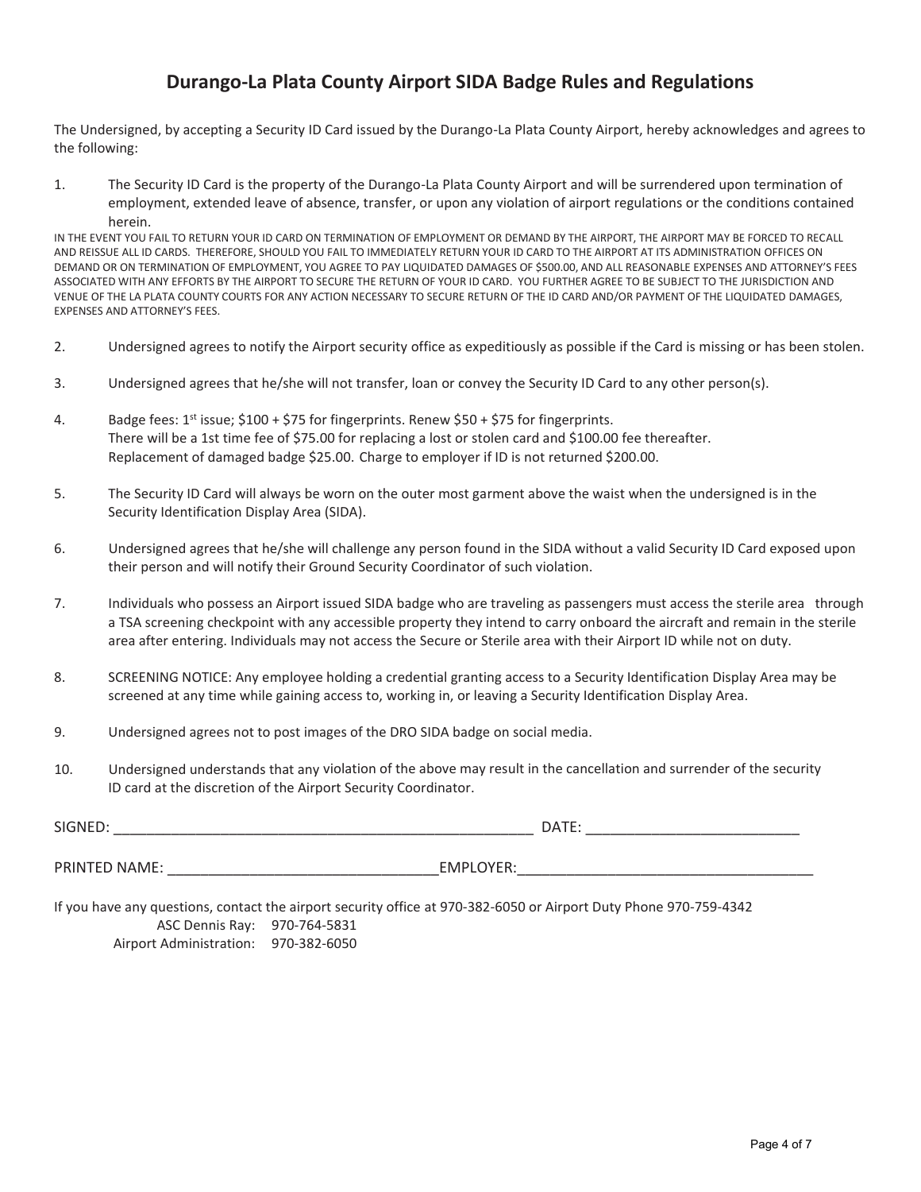# Durango-La Plata County Airport SIDA Badge Rules and Regulations

The Undersigned, by accepting a Security ID Card issued by the Durango-La Plata County Airport, hereby acknowledges and agrees to the following:

1. The Security ID Card is the property of the Durango-La Plata County Airport and will be surrendered upon termination of employment, extended leave of absence, transfer, or upon any violation of airport regulations or the conditions contained herein.

IN THE EVENT YOU FAIL TO RETURN YOUR ID CARD ON TERMINATION OF EMPLOYMENT OR DEMAND BY THE AIRPORT, THE AIRPORT MAY BE FORCED TO RECALL AND REISSUE ALL ID CARDS. THEREFORE, SHOULD YOU FAIL TO IMMEDIATELY RETURN YOUR ID CARD TO THE AIRPORT AT ITS ADMINISTRATION OFFICES ON DEMAND OR ON TERMINATION OF EMPLOYMENT, YOU AGREE TO PAY LIQUIDATED DAMAGES OF $500.00, AND ALL REASONABLE EXPENSES AND ATTORNEY'S FEES ASSOCIATED WITH ANY EFFORTS BY THE AIRPORT TO SECURE THE RETURN OF YOUR ID CARD. YOU FURTHER AGREE TO BE SUBJECT TO THE JURISDICTION AND VENUE OF THE LA PLATA COUNTY COURTS FOR ANY ACTION NECESSARY TO SECURE RETURN OF THE ID CARD AND/OR PAYMENT OF THE LIQUIDATED DAMAGES, EXPENSES AND ATTORNEY'S FEES.

2. Undersigned agrees to notify the Airport security office as expeditiously as possible if the Card is missing or has been stolen.

3. Undersigned agrees that he/she will not transfer, loan or convey the Security ID Card to any other person(s).

4. Badge fees: 1st issue; $100 + $75 for fingerprints. Renew $50 + $75 for fingerprints.
   There will be a 1st time fee of $75.00 for replacing a lost or stolen card and $100.00 fee thereafter.
   Replacement of damaged badge $25.00. Charge to employer if ID is not returned $200.00.

5. The Security ID Card will always be worn on the outer most garment above the waist when the undersigned is in the Security Identification Display Area (SIDA).

6. Undersigned agrees that he/she will challenge any person found in the SIDA without a valid Security ID Card exposed upon their person and will notify their Ground Security Coordinator of such violation.

7. Individuals who possess an Airport issued SIDA badge who are traveling as passengers must access the sterile area through a TSA screening checkpoint with any accessible property they intend to carry onboard the aircraft and remain in the sterile area after entering. Individuals may not access the Secure or Sterile area with their Airport ID while not on duty.

8. SCREENING NOTICE: Any employee holding a credential granting access to a Security Identification Display Area may be screened at any time while gaining access to, working in, or leaving a Security Identification Display Area.

9. Undersigned agrees not to post images of the DRO SIDA badge on social media.

10. Undersigned understands that any violation of the above may result in the cancellation and surrender of the security ID card at the discretion of the Airport Security Coordinator.

SIGNED: ______________________________________________ DATE: ________________________

PRINTED NAME: ______________________________EMPLOYER:__________________________________

If you have any questions, contact the airport security office at 970-382-6050 or Airport Duty Phone 970-759-4342

ASC Dennis Ray: 970-764-5831

Airport Administration: 970-382-6050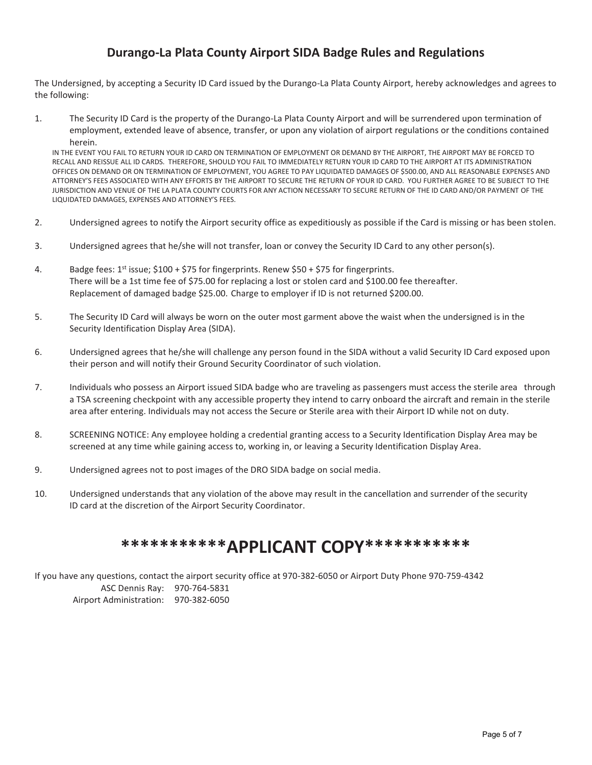## Durango-La Plata County Airport SIDA Badge Rules and Regulations

The Undersigned, by accepting a Security ID Card issued by the Durango-La Plata County Airport, hereby acknowledges and agrees to the following:

1. The Security ID Card is the property of the Durango-La Plata County Airport and will be surrendered upon termination of employment, extended leave of absence, transfer, or upon any violation of airport regulations or the conditions contained herein.
   IN THE EVENT YOU FAIL TO RETURN YOUR ID CARD ON TERMINATION OF EMPLOYMENT OR DEMAND BY THE AIRPORT, THE AIRPORT MAY BE FORCED TO RECALL AND REISSUE ALL ID CARDS. THEREFORE, SHOULD YOU FAIL TO IMMEDIATELY RETURN YOUR ID CARD TO THE AIRPORT AT ITS ADMINISTRATION OFFICES ON DEMAND OR ON TERMINATION OF EMPLOYMENT, YOU AGREE TO PAY LIQUIDATED DAMAGES OF $500.00, AND ALL REASONABLE EXPENSES AND ATTORNEY'S FEES ASSOCIATED WITH ANY EFFORTS BY THE AIRPORT TO SECURE THE RETURN OF YOUR ID CARD. YOU FURTHER AGREE TO BE SUBJECT TO THE JURISDICTION AND VENUE OF THE LA PLATA COUNTY COURTS FOR ANY ACTION NECESSARY TO SECURE RETURN OF THE ID CARD AND/OR PAYMENT OF THE LIQUIDATED DAMAGES, EXPENSES AND ATTORNEY'S FEES.

2. Undersigned agrees to notify the Airport security office as expeditiously as possible if the Card is missing or has been stolen.

3. Undersigned agrees that he/she will not transfer, loan or convey the Security ID Card to any other person(s).

4. Badge fees: 1st issue; $100 + $75 for fingerprints. Renew $50 + $75 for fingerprints.
   There will be a 1st time fee of $75.00 for replacing a lost or stolen card and $100.00 fee thereafter.
   Replacement of damaged badge $25.00. Charge to employer if ID is not returned $200.00.

5. The Security ID Card will always be worn on the outer most garment above the waist when the undersigned is in the Security Identification Display Area (SIDA).

6. Undersigned agrees that he/she will challenge any person found in the SIDA without a valid Security ID Card exposed upon their person and will notify their Ground Security Coordinator of such violation.

7. Individuals who possess an Airport issued SIDA badge who are traveling as passengers must access the sterile area through a TSA screening checkpoint with any accessible property they intend to carry onboard the aircraft and remain in the sterile area after entering. Individuals may not access the Secure or Sterile area with their Airport ID while not on duty.

8. SCREENING NOTICE: Any employee holding a credential granting access to a Security Identification Display Area may be screened at any time while gaining access to, working in, or leaving a Security Identification Display Area.

9. Undersigned agrees not to post images of the DRO SIDA badge on social media.

10. Undersigned understands that any violation of the above may result in the cancellation and surrender of the security ID card at the discretion of the Airport Security Coordinator.

# ***********APPLICANT COPY***********

If you have any questions, contact the airport security office at 970-382-6050 or Airport Duty Phone 970-759-4342

ASC Dennis Ray: 970-764-5831

Airport Administration: 970-382-6050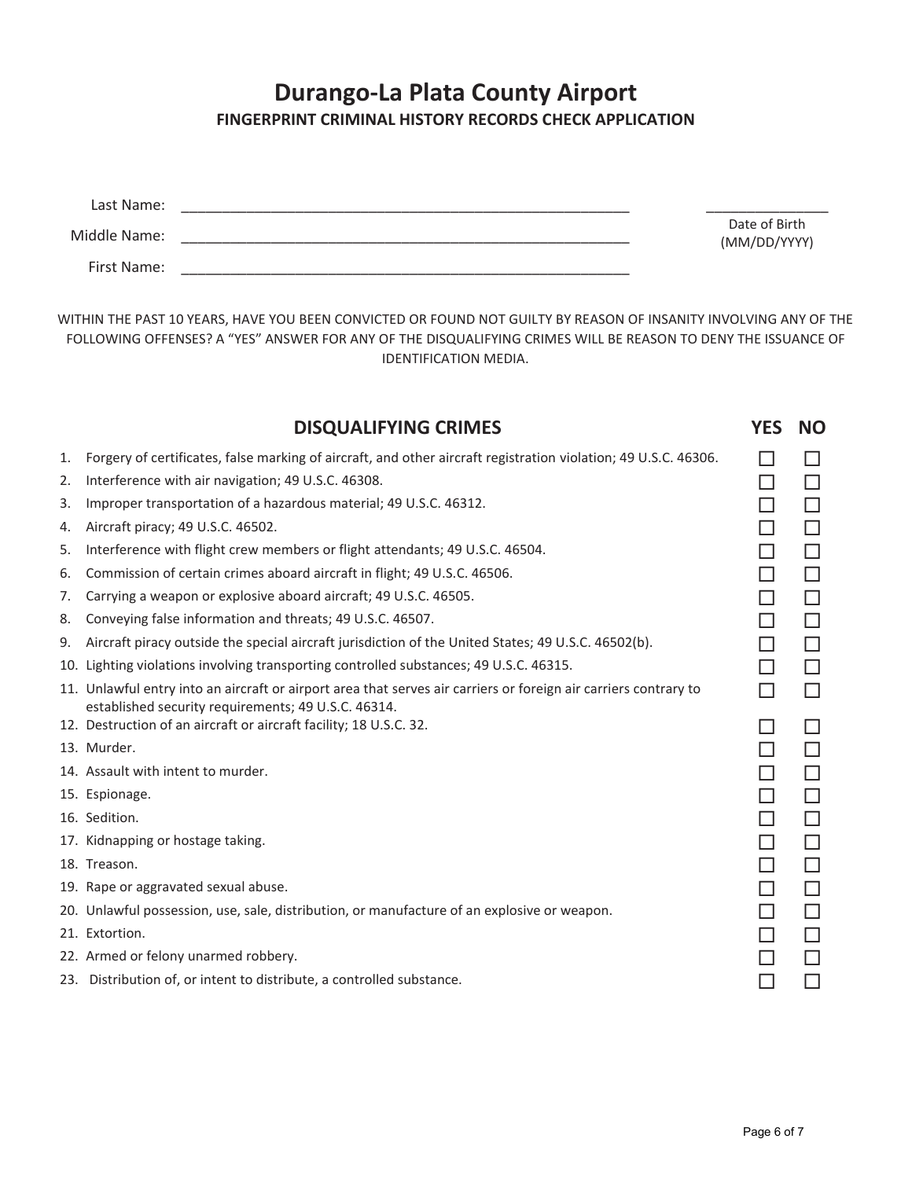# Durango-La Plata County Airport

**FINGERPRINT CRIMINAL HISTORY RECORDS CHECK APPLICATION**

Last Name: ______________________________

Middle Name: ______________________________

First Name: ______________________________

______________
Date of Birth (MM/DD/YYYY)

WITHIN THE PAST 10 YEARS, HAVE YOU BEEN CONVICTED OR FOUND NOT GUILTY BY REASON OF INSANITY INVOLVING ANY OF THE FOLLOWING OFFENSES? A "YES" ANSWER FOR ANY OF THE DISQUALIFYING CRIMES WILL BE REASON TO DENY THE ISSUANCE OF IDENTIFICATION MEDIA.

| | DISQUALIFYING CRIMES | YES | NO |
|---|---|---|---|
| 1. | Forgery of certificates, false marking of aircraft, and other aircraft registration violation; 49 U.S.C. 46306. | ☐ | ☐ |
| 2. | Interference with air navigation; 49 U.S.C. 46308. | ☐ | ☐ |
| 3. | Improper transportation of a hazardous material; 49 U.S.C. 46312. | ☐ | ☐ |
| 4. | Aircraft piracy; 49 U.S.C. 46502. | ☐ | ☐ |
| 5. | Interference with flight crew members or flight attendants; 49 U.S.C. 46504. | ☐ | ☐ |
| 6. | Commission of certain crimes aboard aircraft in flight; 49 U.S.C. 46506. | ☐ | ☐ |
| 7. | Carrying a weapon or explosive aboard aircraft; 49 U.S.C. 46505. | ☐ | ☐ |
| 8. | Conveying false information and threats; 49 U.S.C. 46507. | ☐ | ☐ |
| 9. | Aircraft piracy outside the special aircraft jurisdiction of the United States; 49 U.S.C. 46502(b). | ☐ | ☐ |
| 10. | Lighting violations involving transporting controlled substances; 49 U.S.C. 46315. | ☐ | ☐ |
| 11. | Unlawful entry into an aircraft or airport area that serves air carriers or foreign air carriers contrary to established security requirements; 49 U.S.C. 46314. | ☐ | ☐ |
| 12. | Destruction of an aircraft or aircraft facility; 18 U.S.C. 32. | ☐ | ☐ |
| 13. | Murder. | ☐ | ☐ |
| 14. | Assault with intent to murder. | ☐ | ☐ |
| 15. | Espionage. | ☐ | ☐ |
| 16. | Sedition. | ☐ | ☐ |
| 17. | Kidnapping or hostage taking. | ☐ | ☐ |
| 18. | Treason. | ☐ | ☐ |
| 19. | Rape or aggravated sexual abuse. | ☐ | ☐ |
| 20. | Unlawful possession, use, sale, distribution, or manufacture of an explosive or weapon. | ☐ | ☐ |
| 21. | Extortion. | ☐ | ☐ |
| 22. | Armed or felony unarmed robbery. | ☐ | ☐ |
| 23. | Distribution of, or intent to distribute, a controlled substance. | ☐ | ☐ |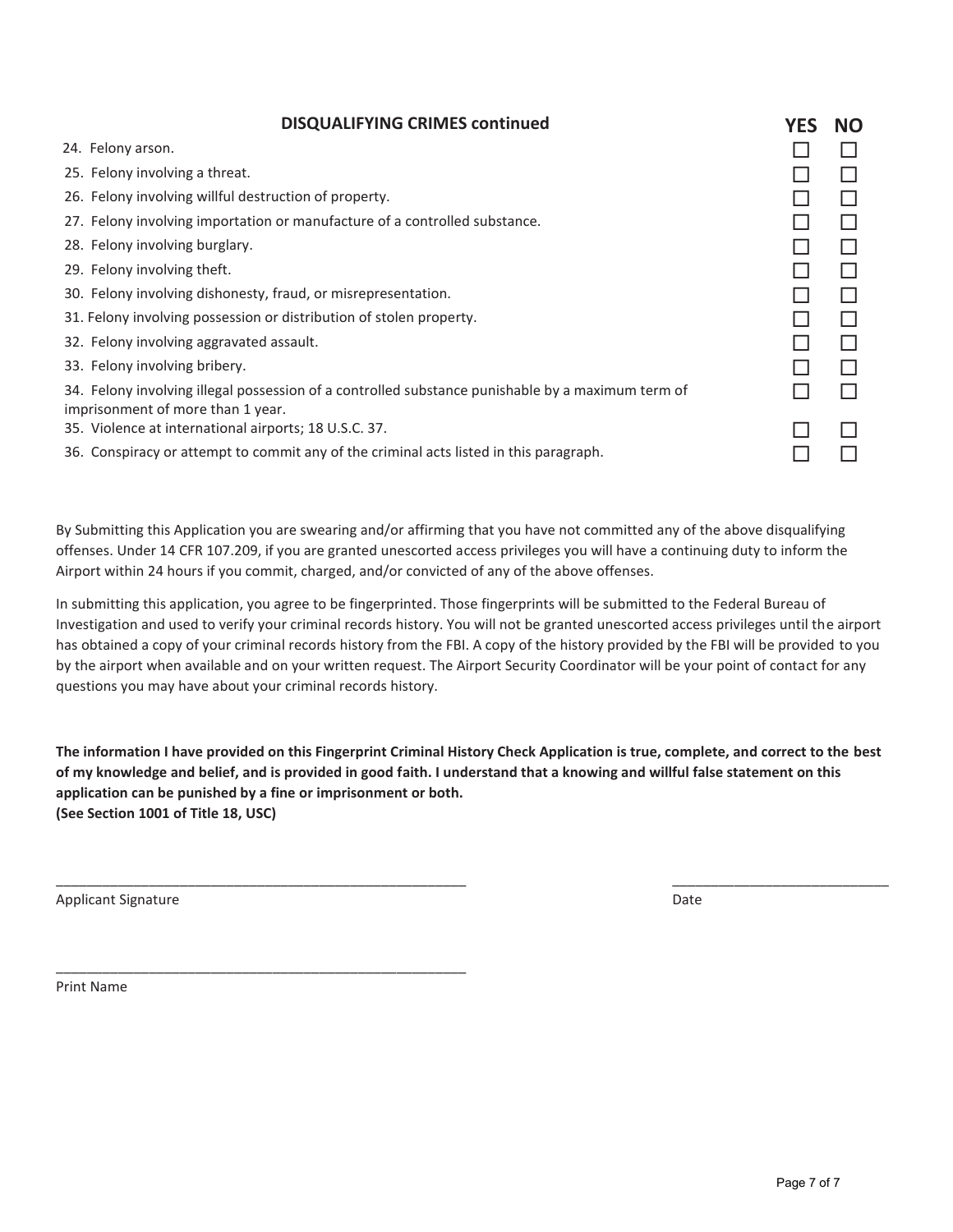| DISQUALIFYING CRIMES continued | YES | NO |
| --- | --- | --- |
| 24. Felony arson. | ☐ | ☐ |
| 25. Felony involving a threat. | ☐ | ☐ |
| 26. Felony involving willful destruction of property. | ☐ | ☐ |
| 27. Felony involving importation or manufacture of a controlled substance. | ☐ | ☐ |
| 28. Felony involving burglary. | ☐ | ☐ |
| 29. Felony involving theft. | ☐ | ☐ |
| 30. Felony involving dishonesty, fraud, or misrepresentation. | ☐ | ☐ |
| 31. Felony involving possession or distribution of stolen property. | ☐ | ☐ |
| 32. Felony involving aggravated assault. | ☐ | ☐ |
| 33. Felony involving bribery. | ☐ | ☐ |
| 34. Felony involving illegal possession of a controlled substance punishable by a maximum term of imprisonment of more than 1 year. | ☐ | ☐ |
| 35. Violence at international airports; 18 U.S.C. 37. | ☐ | ☐ |
| 36. Conspiracy or attempt to commit any of the criminal acts listed in this paragraph. | ☐ | ☐ |

By Submitting this Application you are swearing and/or affirming that you have not committed any of the above disqualifying offenses. Under 14 CFR 107.209, if you are granted unescorted access privileges you will have a continuing duty to inform the Airport within 24 hours if you commit, charged, and/or convicted of any of the above offenses.

In submitting this application, you agree to be fingerprinted. Those fingerprints will be submitted to the Federal Bureau of Investigation and used to verify your criminal records history. You will not be granted unescorted access privileges until the airport has obtained a copy of your criminal records history from the FBI. A copy of the history provided by the FBI will be provided to you by the airport when available and on your written request. The Airport Security Coordinator will be your point of contact for any questions you may have about your criminal records history.

**The information I have provided on this Fingerprint Criminal History Check Application is true, complete, and correct to the best of my knowledge and belief, and is provided in good faith. I understand that a knowing and willful false statement on this application can be punished by a fine or imprisonment or both.**
**(See Section 1001 of Title 18, USC)**

_______________________________________________ _______________________

Applicant Signature Date

_______________________________________________

Print Name